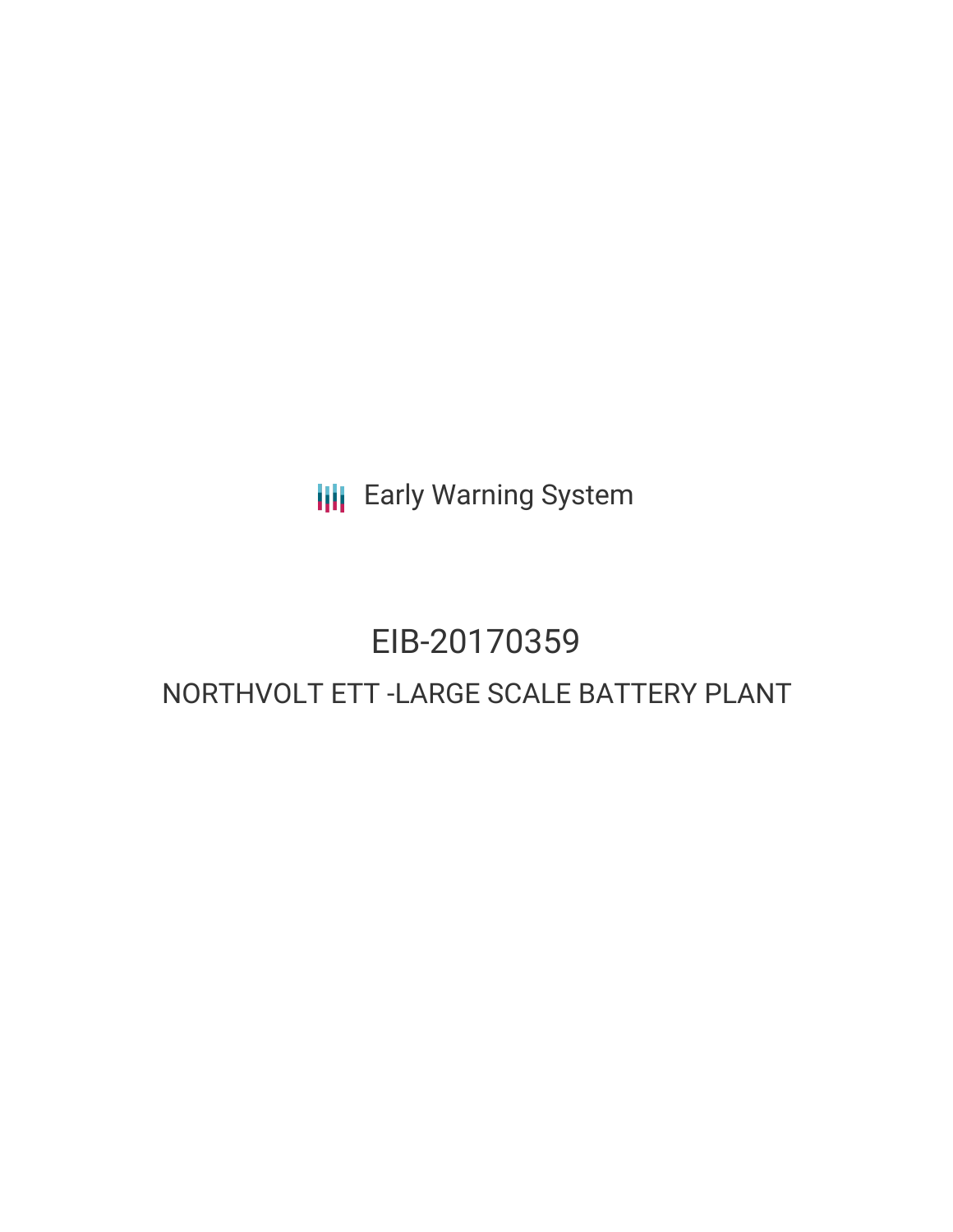Early Warning System

# EIB-20170359

## NORTHVOLT ETT -LARGE SCALE BATTERY PLANT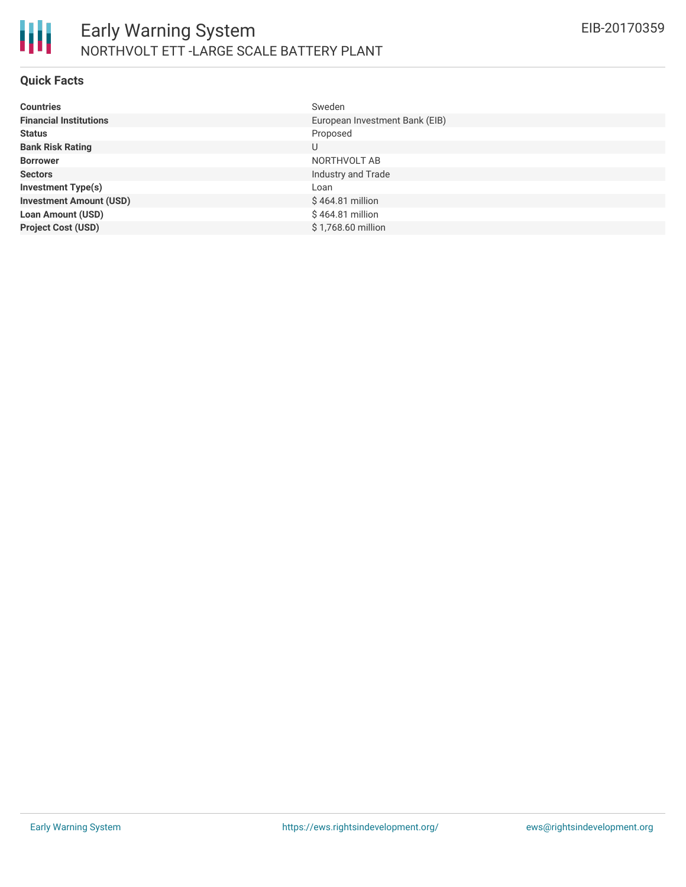# Early Warning System

## NORTHVOLT ETT -LARGE SCALE BATTERY PLANT

EIB-20170359

### Quick Facts

| | |
|---|---|
| **Countries** | Sweden |
| **Financial Institutions** | European Investment Bank (EIB) |
| **Status** | Proposed |
| **Bank Risk Rating** | U |
| **Borrower** | NORTHVOLT AB |
| **Sectors** | Industry and Trade |
| **Investment Type(s)** | Loan |
| **Investment Amount (USD)** | $ 464.81 million |
| **Loan Amount (USD)** | $ 464.81 million |
| **Project Cost (USD)** | $ 1,768.60 million |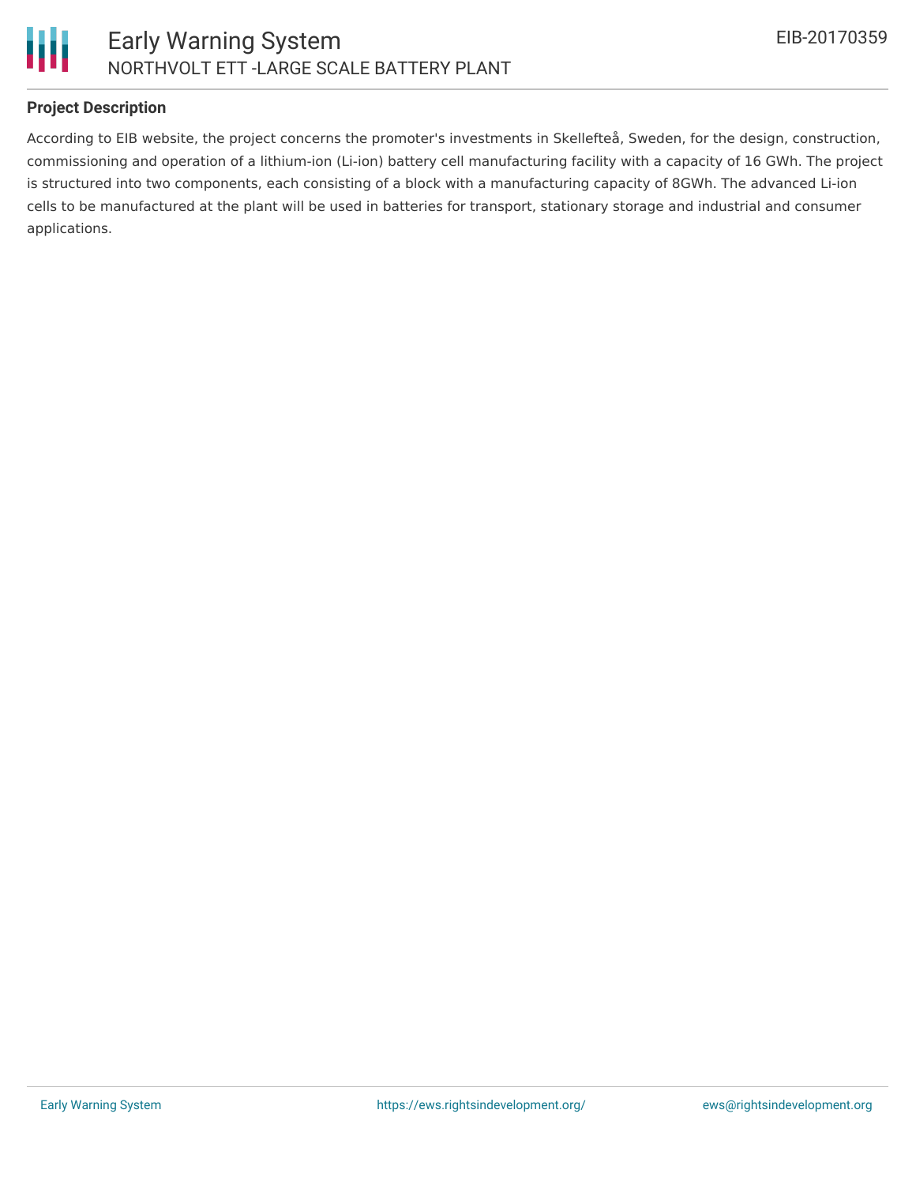### Project Description

According to EIB website, the project concerns the promoter's investments in Skellefteå, Sweden, for the design, construction, commissioning and operation of a lithium-ion (Li-ion) battery cell manufacturing facility with a capacity of 16 GWh. The project is structured into two components, each consisting of a block with a manufacturing capacity of 8GWh. The advanced Li-ion cells to be manufactured at the plant will be used in batteries for transport, stationary storage and industrial and consumer applications.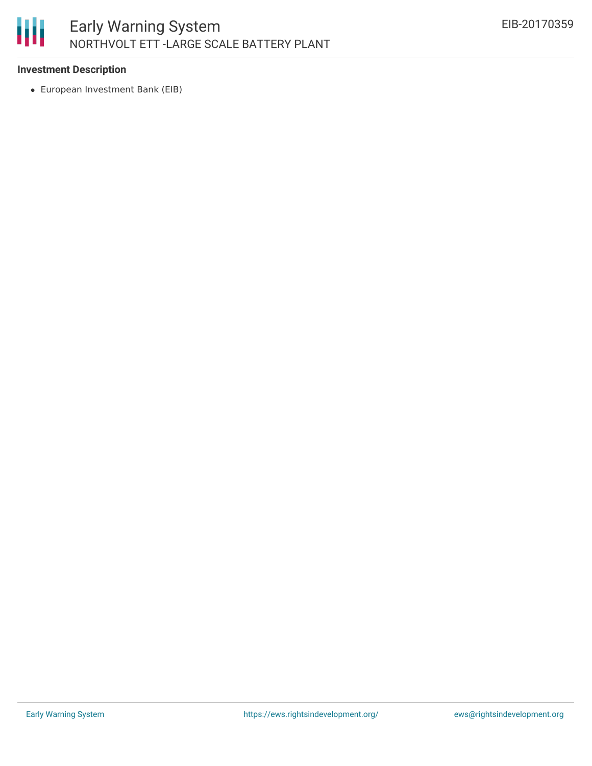**Investment Description**

- European Investment Bank (EIB)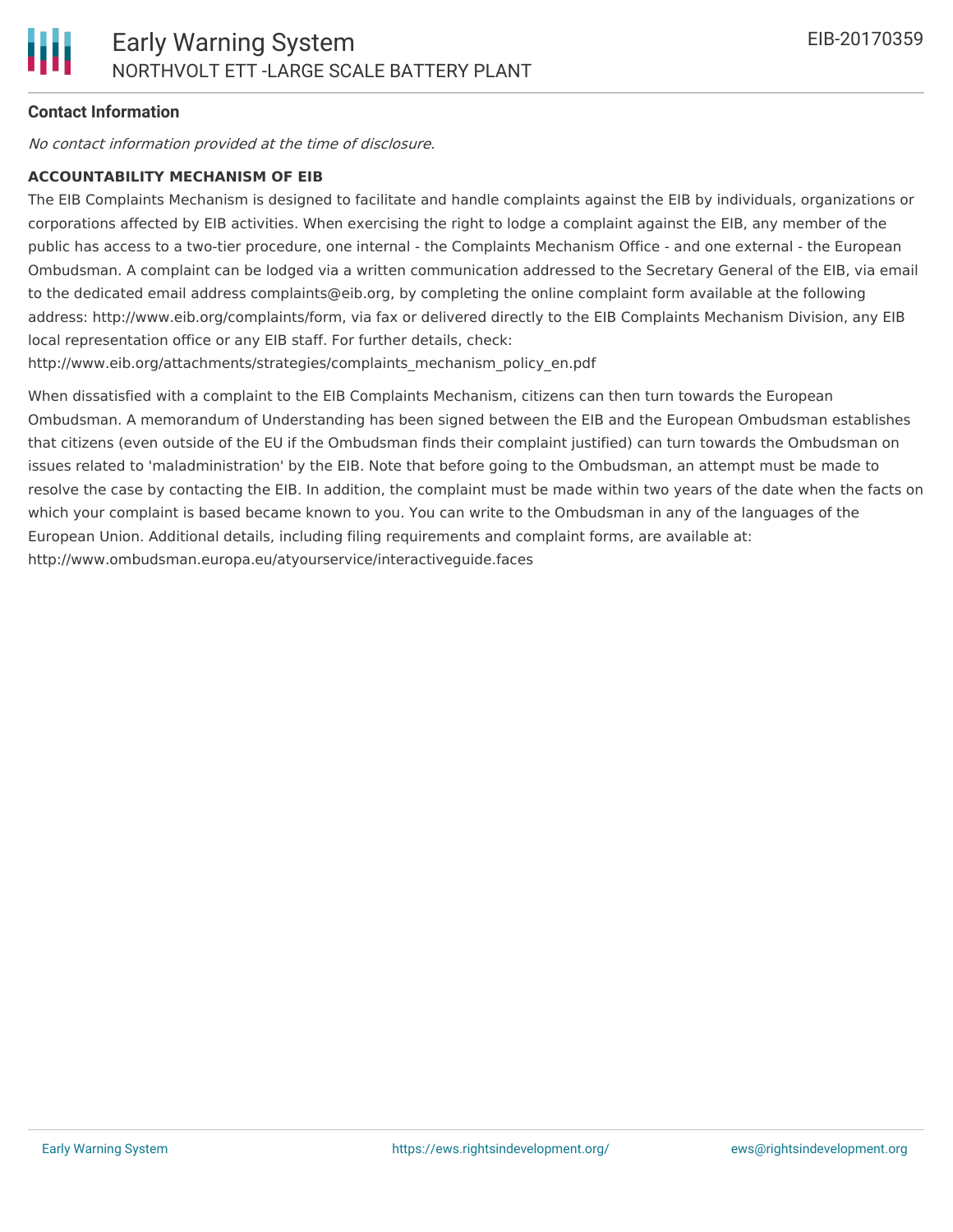#### Contact Information

*No contact information provided at the time of disclosure.*

**ACCOUNTABILITY MECHANISM OF EIB**

The EIB Complaints Mechanism is designed to facilitate and handle complaints against the EIB by individuals, organizations or corporations affected by EIB activities. When exercising the right to lodge a complaint against the EIB, any member of the public has access to a two-tier procedure, one internal - the Complaints Mechanism Office - and one external - the European Ombudsman. A complaint can be lodged via a written communication addressed to the Secretary General of the EIB, via email to the dedicated email address complaints@eib.org, by completing the online complaint form available at the following address: http://www.eib.org/complaints/form, via fax or delivered directly to the EIB Complaints Mechanism Division, any EIB local representation office or any EIB staff. For further details, check: http://www.eib.org/attachments/strategies/complaints_mechanism_policy_en.pdf

When dissatisfied with a complaint to the EIB Complaints Mechanism, citizens can then turn towards the European Ombudsman. A memorandum of Understanding has been signed between the EIB and the European Ombudsman establishes that citizens (even outside of the EU if the Ombudsman finds their complaint justified) can turn towards the Ombudsman on issues related to 'maladministration' by the EIB. Note that before going to the Ombudsman, an attempt must be made to resolve the case by contacting the EIB. In addition, the complaint must be made within two years of the date when the facts on which your complaint is based became known to you. You can write to the Ombudsman in any of the languages of the European Union. Additional details, including filing requirements and complaint forms, are available at: http://www.ombudsman.europa.eu/atyourservice/interactiveguide.faces